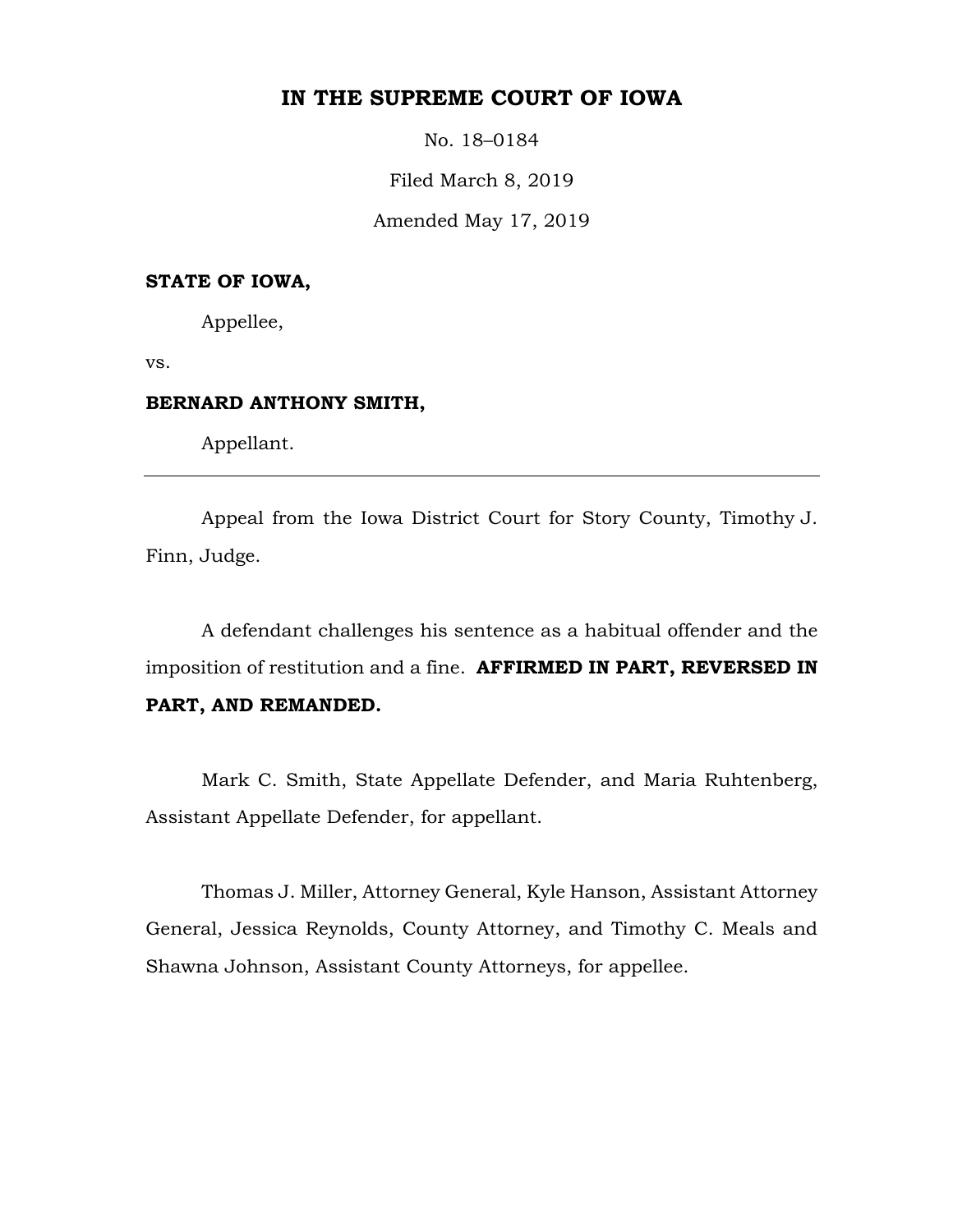# IN THE SUPREME COURT OF IOWA

No. 18–0184

Filed March 8, 2019

Amended May 17, 2019

**STATE OF IOWA,**

Appellee,

vs.

**BERNARD ANTHONY SMITH,**

Appellant.

---

Appeal from the Iowa District Court for Story County, Timothy J. Finn, Judge.

A defendant challenges his sentence as a habitual offender and the imposition of restitution and a fine. **AFFIRMED IN PART, REVERSED IN PART, AND REMANDED.**

Mark C. Smith, State Appellate Defender, and Maria Ruhtenberg, Assistant Appellate Defender, for appellant.

Thomas J. Miller, Attorney General, Kyle Hanson, Assistant Attorney General, Jessica Reynolds, County Attorney, and Timothy C. Meals and Shawna Johnson, Assistant County Attorneys, for appellee.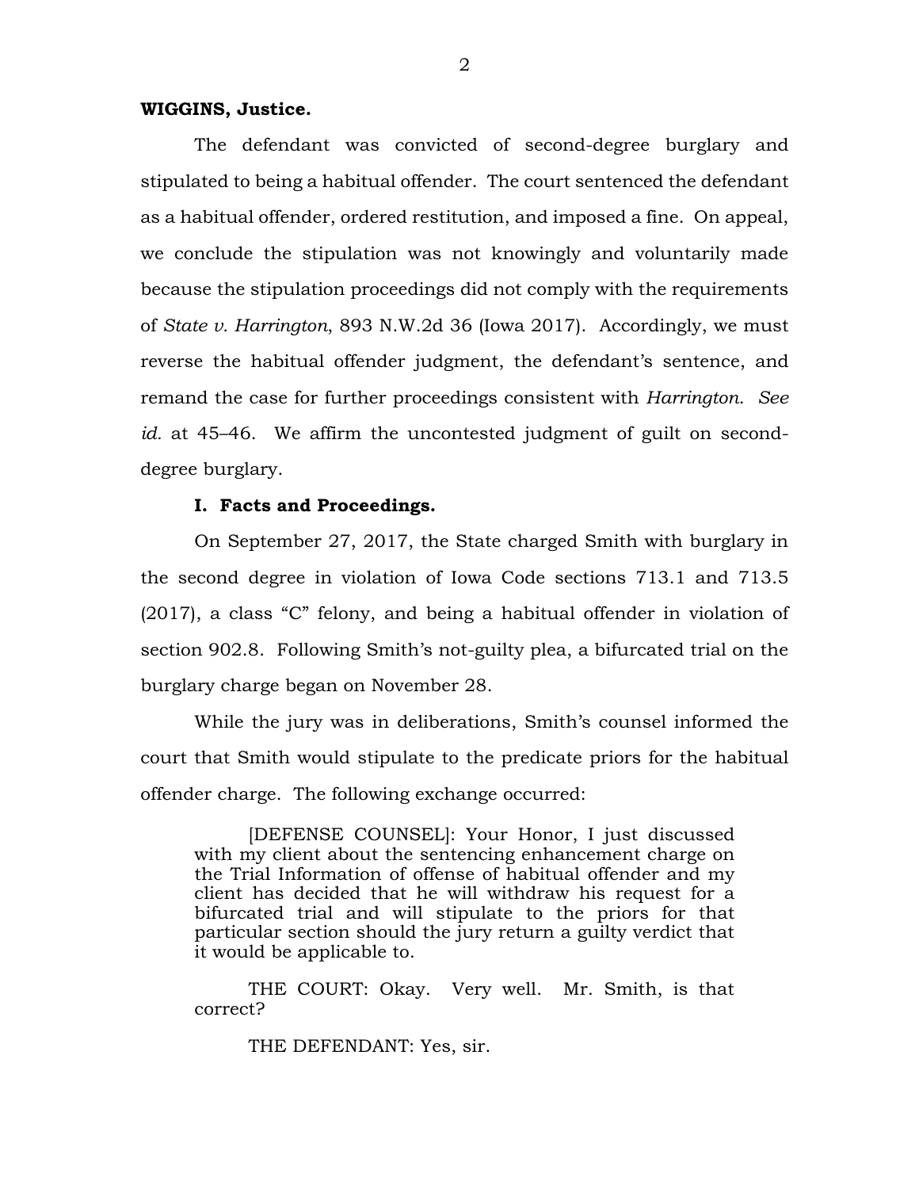**WIGGINS, Justice.**

The defendant was convicted of second-degree burglary and stipulated to being a habitual offender. The court sentenced the defendant as a habitual offender, ordered restitution, and imposed a fine. On appeal, we conclude the stipulation was not knowingly and voluntarily made because the stipulation proceedings did not comply with the requirements of *State v. Harrington*, 893 N.W.2d 36 (Iowa 2017). Accordingly, we must reverse the habitual offender judgment, the defendant's sentence, and remand the case for further proceedings consistent with *Harrington*. *See id.* at 45–46. We affirm the uncontested judgment of guilt on second-degree burglary.

**I. Facts and Proceedings.**

On September 27, 2017, the State charged Smith with burglary in the second degree in violation of Iowa Code sections 713.1 and 713.5 (2017), a class "C" felony, and being a habitual offender in violation of section 902.8. Following Smith's not-guilty plea, a bifurcated trial on the burglary charge began on November 28.

While the jury was in deliberations, Smith's counsel informed the court that Smith would stipulate to the predicate priors for the habitual offender charge. The following exchange occurred:

> [DEFENSE COUNSEL]: Your Honor, I just discussed with my client about the sentencing enhancement charge on the Trial Information of offense of habitual offender and my client has decided that he will withdraw his request for a bifurcated trial and will stipulate to the priors for that particular section should the jury return a guilty verdict that it would be applicable to.
>
> THE COURT: Okay. Very well. Mr. Smith, is that correct?
>
> THE DEFENDANT: Yes, sir.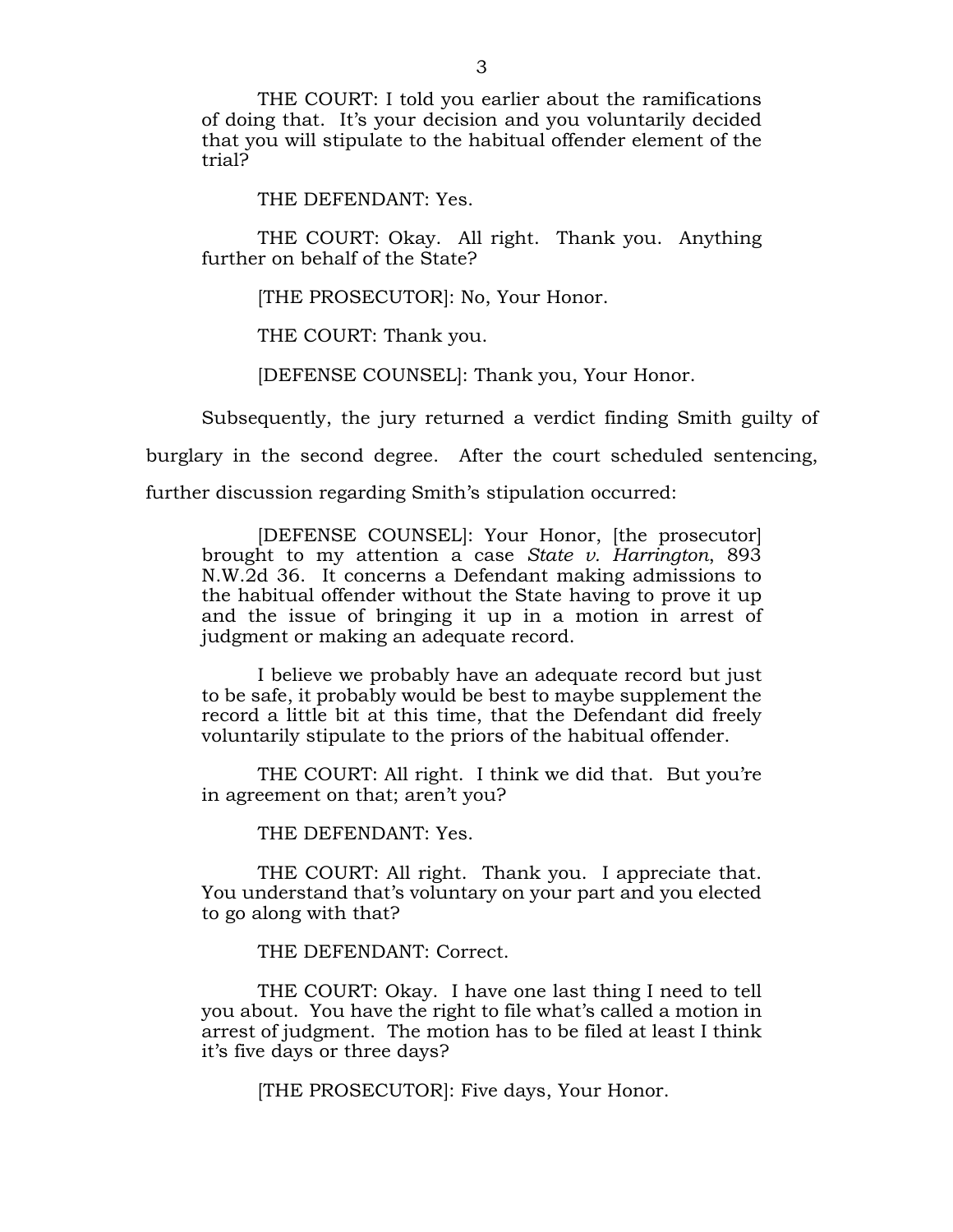THE COURT: I told you earlier about the ramifications of doing that. It's your decision and you voluntarily decided that you will stipulate to the habitual offender element of the trial?

THE DEFENDANT: Yes.

THE COURT: Okay. All right. Thank you. Anything further on behalf of the State?

[THE PROSECUTOR]: No, Your Honor.

THE COURT: Thank you.

[DEFENSE COUNSEL]: Thank you, Your Honor.

Subsequently, the jury returned a verdict finding Smith guilty of burglary in the second degree. After the court scheduled sentencing, further discussion regarding Smith's stipulation occurred:

[DEFENSE COUNSEL]: Your Honor, [the prosecutor] brought to my attention a case *State v. Harrington*, 893 N.W.2d 36. It concerns a Defendant making admissions to the habitual offender without the State having to prove it up and the issue of bringing it up in a motion in arrest of judgment or making an adequate record.

I believe we probably have an adequate record but just to be safe, it probably would be best to maybe supplement the record a little bit at this time, that the Defendant did freely voluntarily stipulate to the priors of the habitual offender.

THE COURT: All right. I think we did that. But you're in agreement on that; aren't you?

THE DEFENDANT: Yes.

THE COURT: All right. Thank you. I appreciate that. You understand that's voluntary on your part and you elected to go along with that?

THE DEFENDANT: Correct.

THE COURT: Okay. I have one last thing I need to tell you about. You have the right to file what's called a motion in arrest of judgment. The motion has to be filed at least I think it's five days or three days?

[THE PROSECUTOR]: Five days, Your Honor.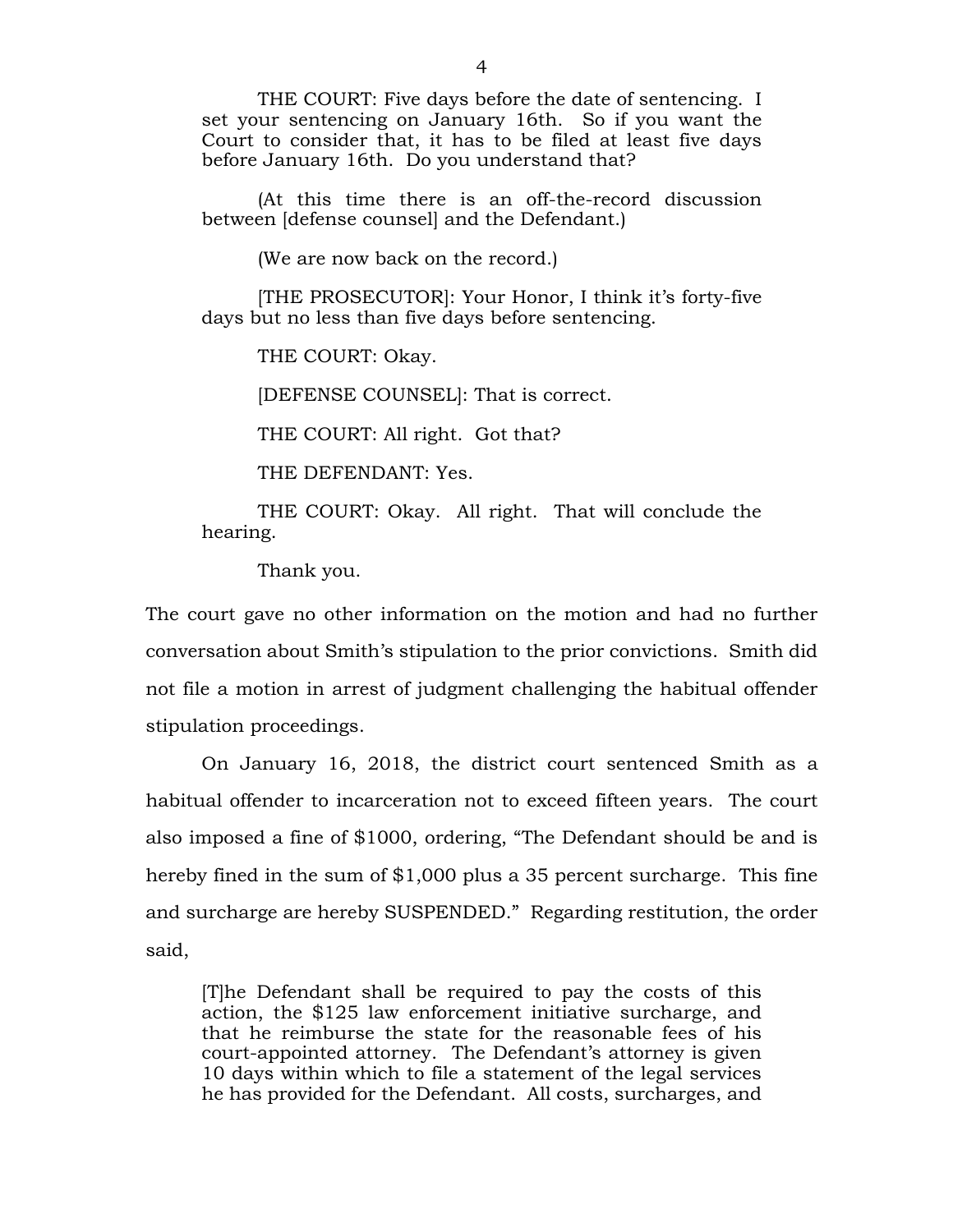THE COURT: Five days before the date of sentencing. I set your sentencing on January 16th. So if you want the Court to consider that, it has to be filed at least five days before January 16th. Do you understand that?

(At this time there is an off-the-record discussion between [defense counsel] and the Defendant.)

(We are now back on the record.)

[THE PROSECUTOR]: Your Honor, I think it's forty-five days but no less than five days before sentencing.

THE COURT: Okay.

[DEFENSE COUNSEL]: That is correct.

THE COURT: All right. Got that?

THE DEFENDANT: Yes.

THE COURT: Okay. All right. That will conclude the hearing.

Thank you.

The court gave no other information on the motion and had no further conversation about Smith's stipulation to the prior convictions. Smith did not file a motion in arrest of judgment challenging the habitual offender stipulation proceedings.

On January 16, 2018, the district court sentenced Smith as a habitual offender to incarceration not to exceed fifteen years. The court also imposed a fine of $1000, ordering, "The Defendant should be and is hereby fined in the sum of $1,000 plus a 35 percent surcharge. This fine and surcharge are hereby SUSPENDED." Regarding restitution, the order said,

> [T]he Defendant shall be required to pay the costs of this action, the $125 law enforcement initiative surcharge, and that he reimburse the state for the reasonable fees of his court-appointed attorney. The Defendant's attorney is given 10 days within which to file a statement of the legal services he has provided for the Defendant. All costs, surcharges, and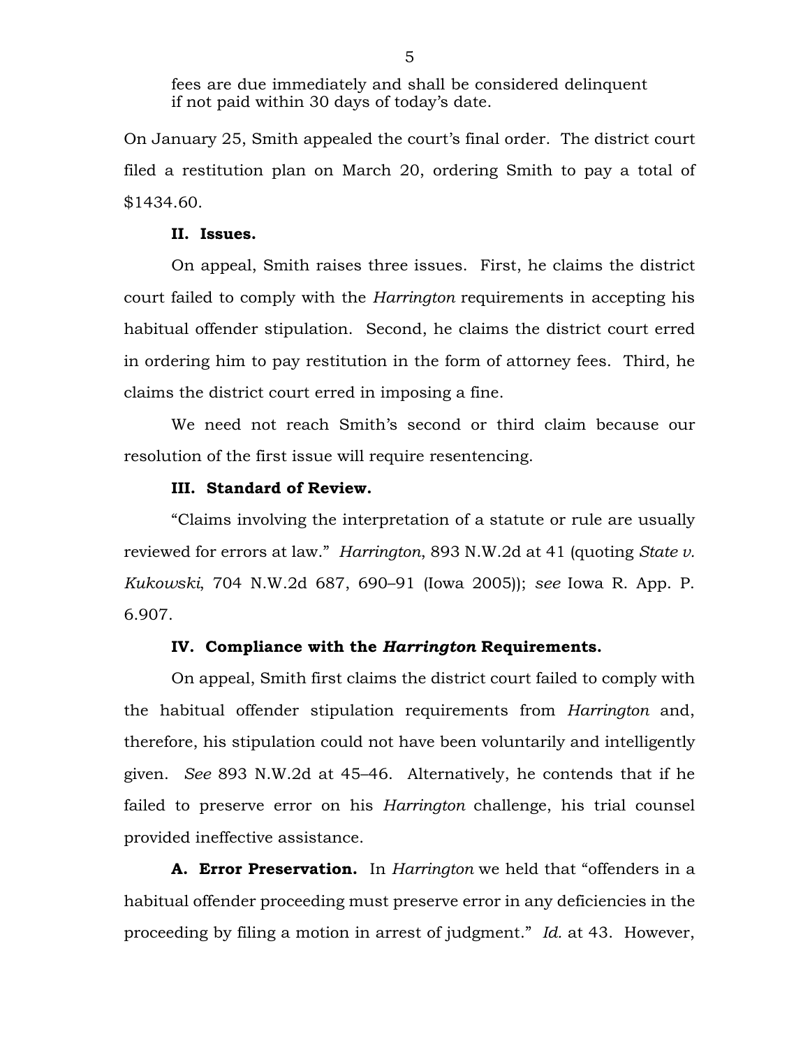fees are due immediately and shall be considered delinquent if not paid within 30 days of today's date.

On January 25, Smith appealed the court's final order. The district court filed a restitution plan on March 20, ordering Smith to pay a total of $1434.60.

## II. Issues.

On appeal, Smith raises three issues. First, he claims the district court failed to comply with the *Harrington* requirements in accepting his habitual offender stipulation. Second, he claims the district court erred in ordering him to pay restitution in the form of attorney fees. Third, he claims the district court erred in imposing a fine.

We need not reach Smith's second or third claim because our resolution of the first issue will require resentencing.

## III. Standard of Review.

"Claims involving the interpretation of a statute or rule are usually reviewed for errors at law." *Harrington*, 893 N.W.2d at 41 (quoting *State v. Kukowski*, 704 N.W.2d 687, 690–91 (Iowa 2005)); *see* Iowa R. App. P. 6.907.

## IV. Compliance with the *Harrington* Requirements.

On appeal, Smith first claims the district court failed to comply with the habitual offender stipulation requirements from *Harrington* and, therefore, his stipulation could not have been voluntarily and intelligently given. *See* 893 N.W.2d at 45–46. Alternatively, he contends that if he failed to preserve error on his *Harrington* challenge, his trial counsel provided ineffective assistance.

**A. Error Preservation.** In *Harrington* we held that "offenders in a habitual offender proceeding must preserve error in any deficiencies in the proceeding by filing a motion in arrest of judgment." *Id.* at 43. However,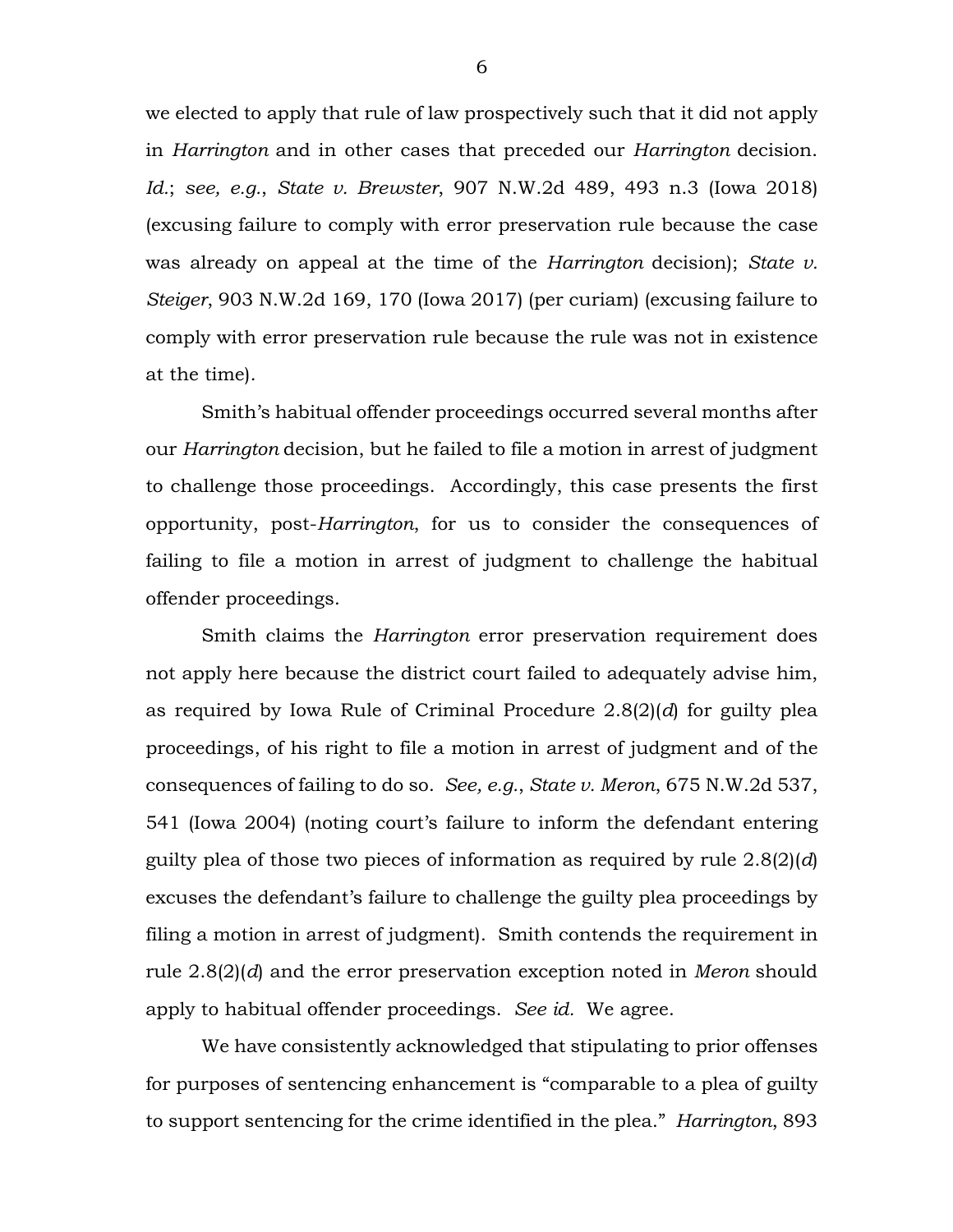we elected to apply that rule of law prospectively such that it did not apply in *Harrington* and in other cases that preceded our *Harrington* decision. *Id.*; *see, e.g.*, *State v. Brewster*, 907 N.W.2d 489, 493 n.3 (Iowa 2018) (excusing failure to comply with error preservation rule because the case was already on appeal at the time of the *Harrington* decision); *State v. Steiger*, 903 N.W.2d 169, 170 (Iowa 2017) (per curiam) (excusing failure to comply with error preservation rule because the rule was not in existence at the time).

Smith's habitual offender proceedings occurred several months after our *Harrington* decision, but he failed to file a motion in arrest of judgment to challenge those proceedings. Accordingly, this case presents the first opportunity, post-*Harrington*, for us to consider the consequences of failing to file a motion in arrest of judgment to challenge the habitual offender proceedings.

Smith claims the *Harrington* error preservation requirement does not apply here because the district court failed to adequately advise him, as required by Iowa Rule of Criminal Procedure 2.8(2)(*d*) for guilty plea proceedings, of his right to file a motion in arrest of judgment and of the consequences of failing to do so. *See, e.g.*, *State v. Meron*, 675 N.W.2d 537, 541 (Iowa 2004) (noting court's failure to inform the defendant entering guilty plea of those two pieces of information as required by rule 2.8(2)(*d*) excuses the defendant's failure to challenge the guilty plea proceedings by filing a motion in arrest of judgment). Smith contends the requirement in rule 2.8(2)(*d*) and the error preservation exception noted in *Meron* should apply to habitual offender proceedings. *See id.* We agree.

We have consistently acknowledged that stipulating to prior offenses for purposes of sentencing enhancement is "comparable to a plea of guilty to support sentencing for the crime identified in the plea." *Harrington*, 893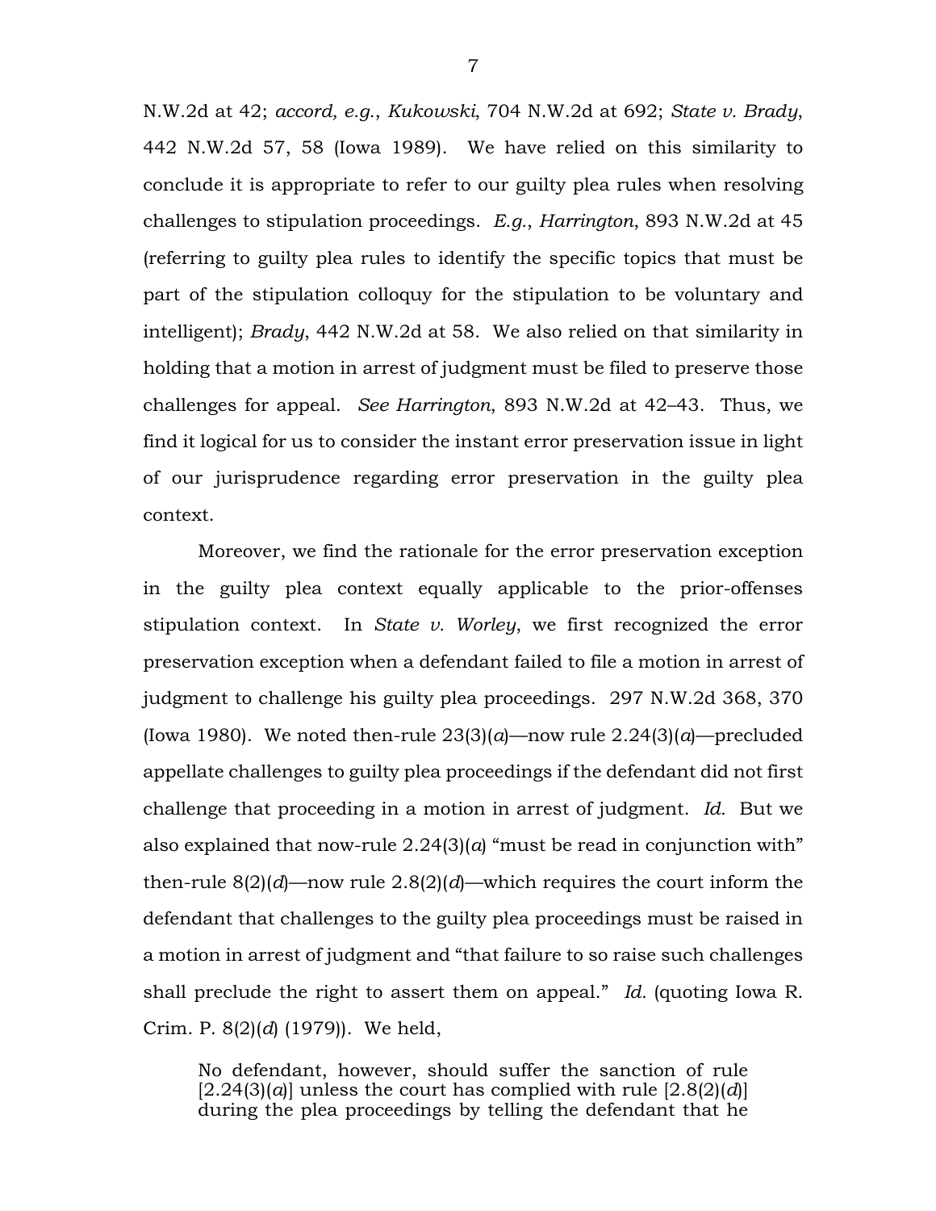N.W.2d at 42; *accord, e.g.*, *Kukowski*, 704 N.W.2d at 692; *State v. Brady*, 442 N.W.2d 57, 58 (Iowa 1989). We have relied on this similarity to conclude it is appropriate to refer to our guilty plea rules when resolving challenges to stipulation proceedings. *E.g.*, *Harrington*, 893 N.W.2d at 45 (referring to guilty plea rules to identify the specific topics that must be part of the stipulation colloquy for the stipulation to be voluntary and intelligent); *Brady*, 442 N.W.2d at 58. We also relied on that similarity in holding that a motion in arrest of judgment must be filed to preserve those challenges for appeal. *See Harrington*, 893 N.W.2d at 42–43. Thus, we find it logical for us to consider the instant error preservation issue in light of our jurisprudence regarding error preservation in the guilty plea context.

Moreover, we find the rationale for the error preservation exception in the guilty plea context equally applicable to the prior-offenses stipulation context. In *State v. Worley*, we first recognized the error preservation exception when a defendant failed to file a motion in arrest of judgment to challenge his guilty plea proceedings. 297 N.W.2d 368, 370 (Iowa 1980). We noted then-rule 23(3)(*a*)—now rule 2.24(3)(*a*)—precluded appellate challenges to guilty plea proceedings if the defendant did not first challenge that proceeding in a motion in arrest of judgment. *Id.* But we also explained that now-rule 2.24(3)(*a*) "must be read in conjunction with" then-rule 8(2)(*d*)—now rule 2.8(2)(*d*)—which requires the court inform the defendant that challenges to the guilty plea proceedings must be raised in a motion in arrest of judgment and "that failure to so raise such challenges shall preclude the right to assert them on appeal." *Id.* (quoting Iowa R. Crim. P. 8(2)(*d*) (1979)). We held,

> No defendant, however, should suffer the sanction of rule [2.24(3)(*a*)] unless the court has complied with rule [2.8(2)(*d*)] during the plea proceedings by telling the defendant that he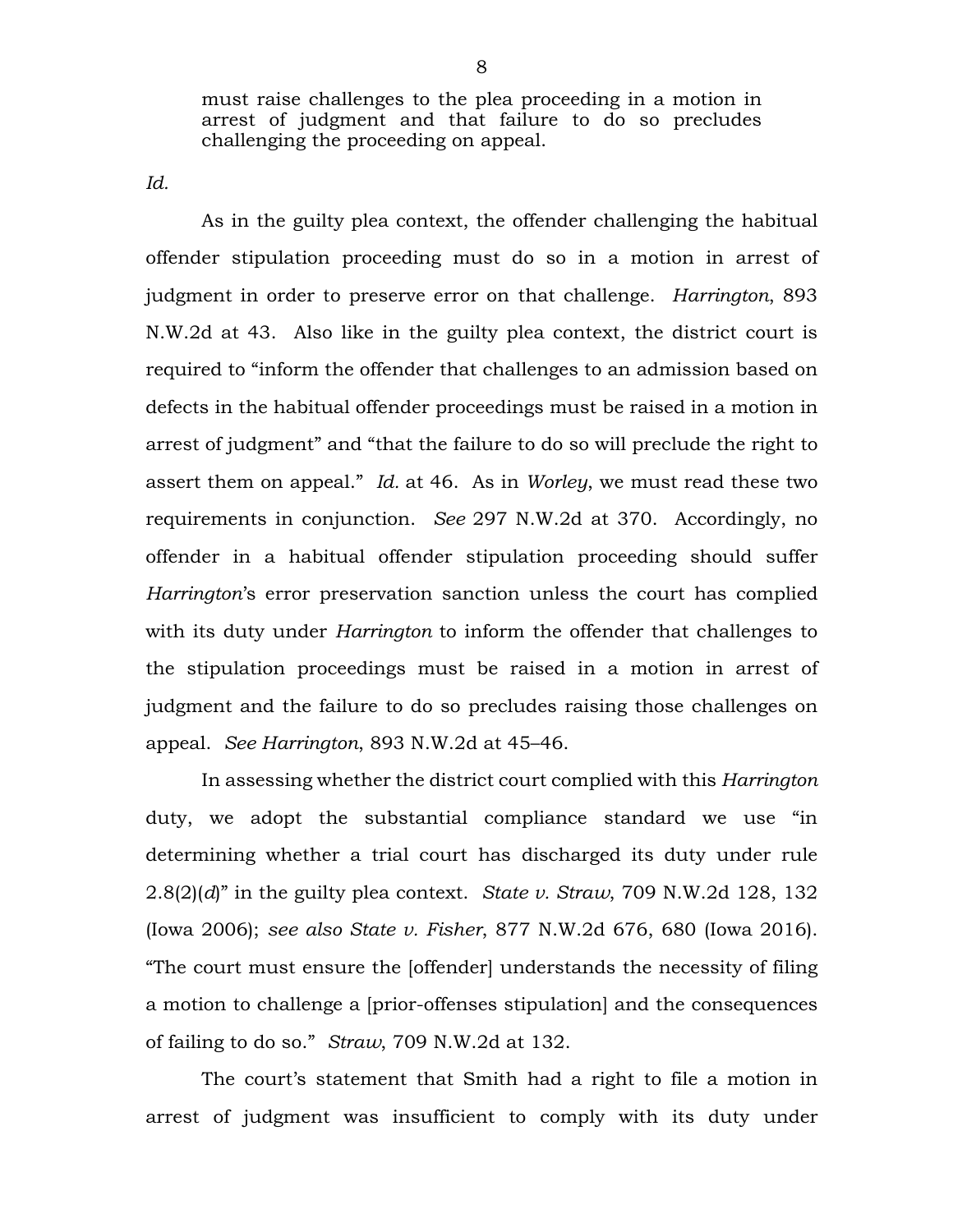> must raise challenges to the plea proceeding in a motion in arrest of judgment and that failure to do so precludes challenging the proceeding on appeal.

*Id.*

As in the guilty plea context, the offender challenging the habitual offender stipulation proceeding must do so in a motion in arrest of judgment in order to preserve error on that challenge. *Harrington*, 893 N.W.2d at 43. Also like in the guilty plea context, the district court is required to "inform the offender that challenges to an admission based on defects in the habitual offender proceedings must be raised in a motion in arrest of judgment" and "that the failure to do so will preclude the right to assert them on appeal." *Id.* at 46. As in *Worley*, we must read these two requirements in conjunction. *See* 297 N.W.2d at 370. Accordingly, no offender in a habitual offender stipulation proceeding should suffer *Harrington*'s error preservation sanction unless the court has complied with its duty under *Harrington* to inform the offender that challenges to the stipulation proceedings must be raised in a motion in arrest of judgment and the failure to do so precludes raising those challenges on appeal. *See Harrington*, 893 N.W.2d at 45–46.

In assessing whether the district court complied with this *Harrington* duty, we adopt the substantial compliance standard we use "in determining whether a trial court has discharged its duty under rule 2.8(2)(*d*)" in the guilty plea context. *State v. Straw*, 709 N.W.2d 128, 132 (Iowa 2006); *see also State v. Fisher*, 877 N.W.2d 676, 680 (Iowa 2016). "The court must ensure the [offender] understands the necessity of filing a motion to challenge a [prior-offenses stipulation] and the consequences of failing to do so." *Straw*, 709 N.W.2d at 132.

The court's statement that Smith had a right to file a motion in arrest of judgment was insufficient to comply with its duty under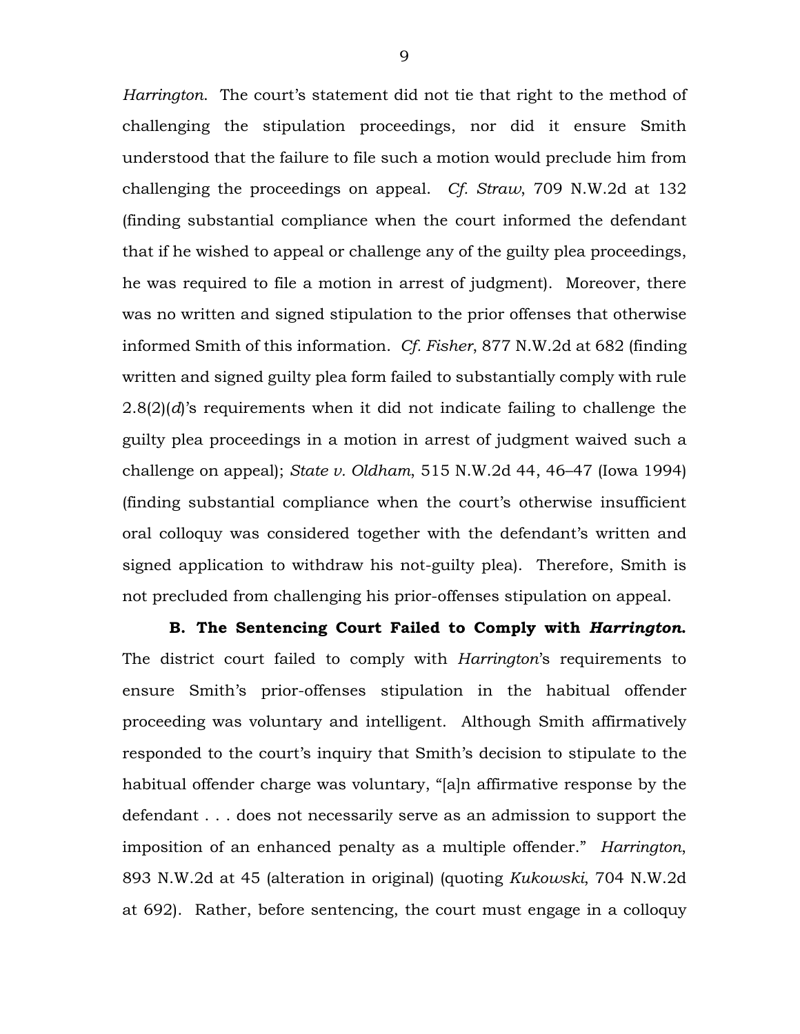*Harrington*. The court's statement did not tie that right to the method of challenging the stipulation proceedings, nor did it ensure Smith understood that the failure to file such a motion would preclude him from challenging the proceedings on appeal. *Cf. Straw*, 709 N.W.2d at 132 (finding substantial compliance when the court informed the defendant that if he wished to appeal or challenge any of the guilty plea proceedings, he was required to file a motion in arrest of judgment). Moreover, there was no written and signed stipulation to the prior offenses that otherwise informed Smith of this information. *Cf. Fisher*, 877 N.W.2d at 682 (finding written and signed guilty plea form failed to substantially comply with rule 2.8(2)(*d*)'s requirements when it did not indicate failing to challenge the guilty plea proceedings in a motion in arrest of judgment waived such a challenge on appeal); *State v. Oldham*, 515 N.W.2d 44, 46–47 (Iowa 1994) (finding substantial compliance when the court's otherwise insufficient oral colloquy was considered together with the defendant's written and signed application to withdraw his not-guilty plea). Therefore, Smith is not precluded from challenging his prior-offenses stipulation on appeal.

**B. The Sentencing Court Failed to Comply with *Harrington*.** The district court failed to comply with *Harrington*'s requirements to ensure Smith's prior-offenses stipulation in the habitual offender proceeding was voluntary and intelligent. Although Smith affirmatively responded to the court's inquiry that Smith's decision to stipulate to the habitual offender charge was voluntary, "[a]n affirmative response by the defendant . . . does not necessarily serve as an admission to support the imposition of an enhanced penalty as a multiple offender." *Harrington*, 893 N.W.2d at 45 (alteration in original) (quoting *Kukowski*, 704 N.W.2d at 692). Rather, before sentencing, the court must engage in a colloquy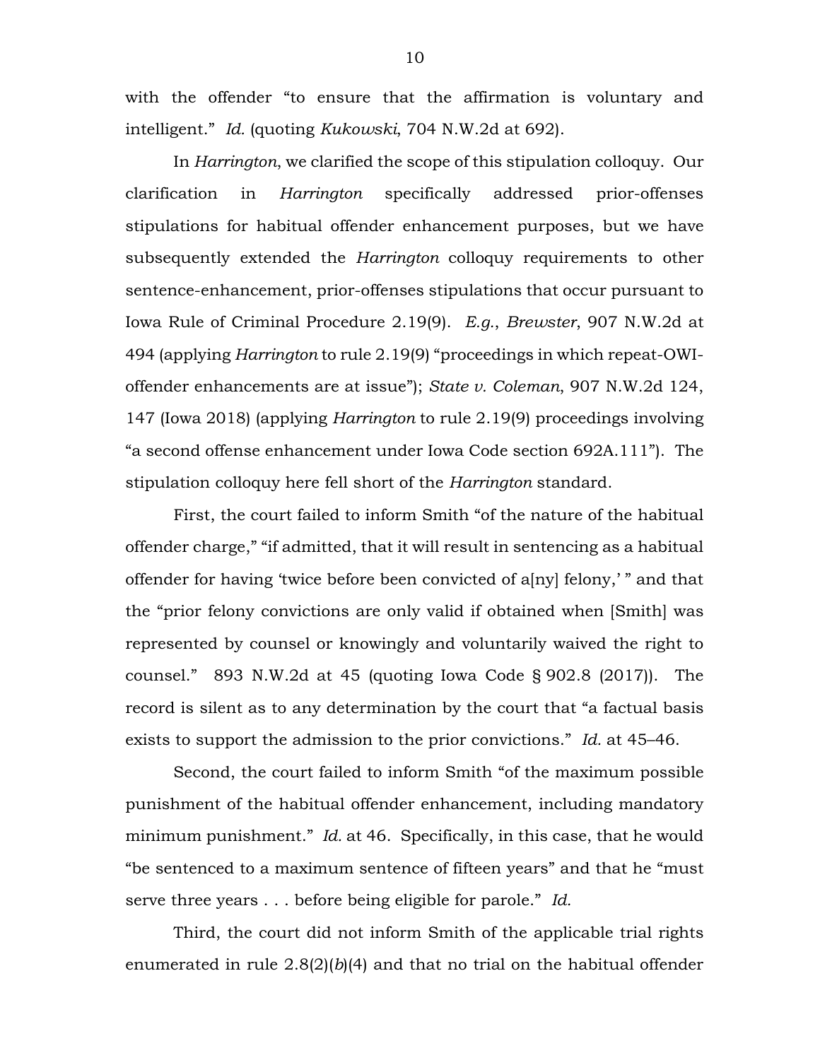with the offender "to ensure that the affirmation is voluntary and intelligent." *Id.* (quoting *Kukowski*, 704 N.W.2d at 692).

In *Harrington*, we clarified the scope of this stipulation colloquy. Our clarification in *Harrington* specifically addressed prior-offenses stipulations for habitual offender enhancement purposes, but we have subsequently extended the *Harrington* colloquy requirements to other sentence-enhancement, prior-offenses stipulations that occur pursuant to Iowa Rule of Criminal Procedure 2.19(9). *E.g.*, *Brewster*, 907 N.W.2d at 494 (applying *Harrington* to rule 2.19(9) "proceedings in which repeat-OWI-offender enhancements are at issue"); *State v. Coleman*, 907 N.W.2d 124, 147 (Iowa 2018) (applying *Harrington* to rule 2.19(9) proceedings involving "a second offense enhancement under Iowa Code section 692A.111"). The stipulation colloquy here fell short of the *Harrington* standard.

First, the court failed to inform Smith "of the nature of the habitual offender charge," "if admitted, that it will result in sentencing as a habitual offender for having 'twice before been convicted of a[ny] felony,' " and that the "prior felony convictions are only valid if obtained when [Smith] was represented by counsel or knowingly and voluntarily waived the right to counsel." 893 N.W.2d at 45 (quoting Iowa Code § 902.8 (2017)). The record is silent as to any determination by the court that "a factual basis exists to support the admission to the prior convictions." *Id.* at 45–46.

Second, the court failed to inform Smith "of the maximum possible punishment of the habitual offender enhancement, including mandatory minimum punishment." *Id.* at 46. Specifically, in this case, that he would "be sentenced to a maximum sentence of fifteen years" and that he "must serve three years . . . before being eligible for parole." *Id.*

Third, the court did not inform Smith of the applicable trial rights enumerated in rule 2.8(2)(*b*)(4) and that no trial on the habitual offender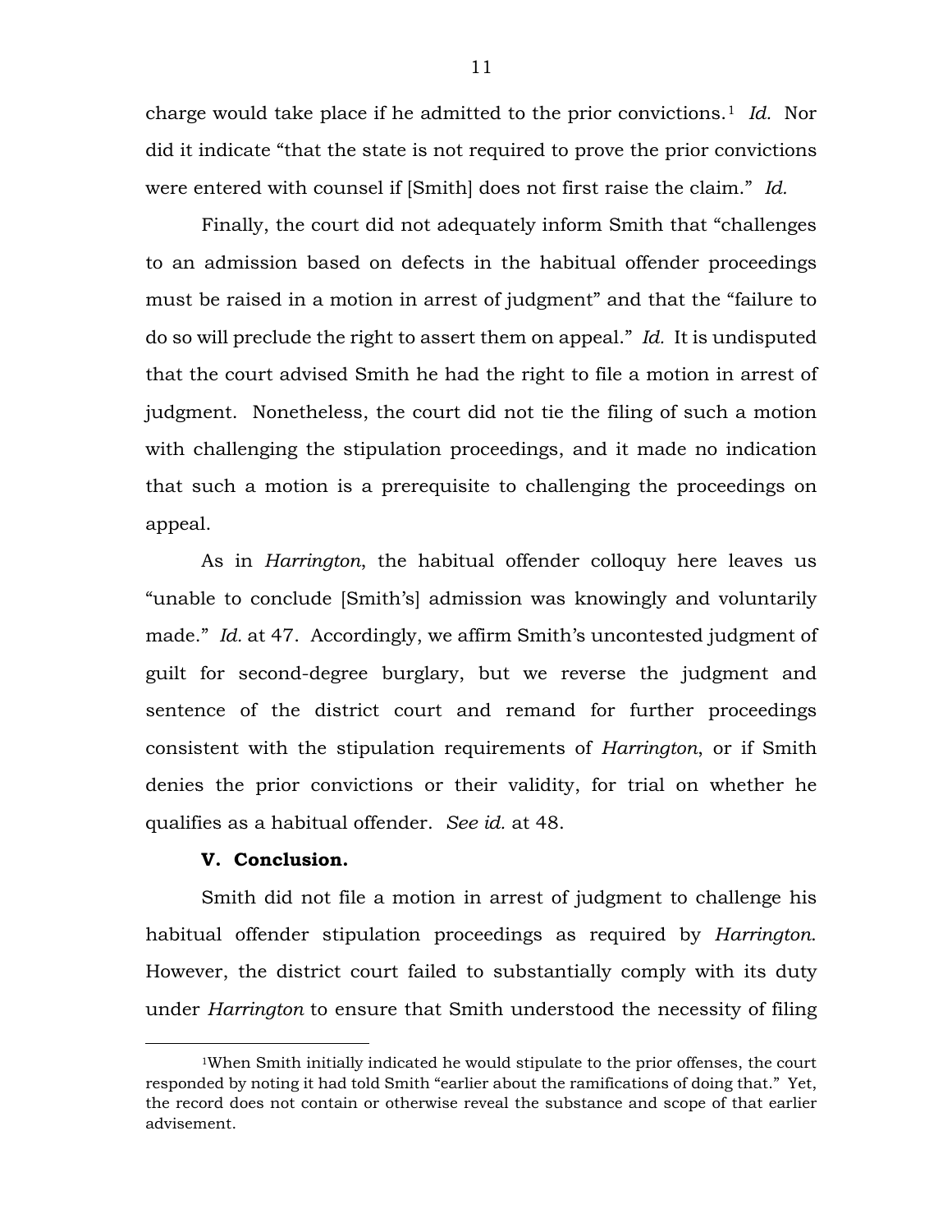charge would take place if he admitted to the prior convictions.[1] *Id.* Nor did it indicate "that the state is not required to prove the prior convictions were entered with counsel if [Smith] does not first raise the claim." *Id.*

Finally, the court did not adequately inform Smith that "challenges to an admission based on defects in the habitual offender proceedings must be raised in a motion in arrest of judgment" and that the "failure to do so will preclude the right to assert them on appeal." *Id.* It is undisputed that the court advised Smith he had the right to file a motion in arrest of judgment. Nonetheless, the court did not tie the filing of such a motion with challenging the stipulation proceedings, and it made no indication that such a motion is a prerequisite to challenging the proceedings on appeal.

As in *Harrington*, the habitual offender colloquy here leaves us "unable to conclude [Smith's] admission was knowingly and voluntarily made." *Id.* at 47. Accordingly, we affirm Smith's uncontested judgment of guilt for second-degree burglary, but we reverse the judgment and sentence of the district court and remand for further proceedings consistent with the stipulation requirements of *Harrington*, or if Smith denies the prior convictions or their validity, for trial on whether he qualifies as a habitual offender. *See id.* at 48.

**V. Conclusion.**

Smith did not file a motion in arrest of judgment to challenge his habitual offender stipulation proceedings as required by *Harrington*. However, the district court failed to substantially comply with its duty under *Harrington* to ensure that Smith understood the necessity of filing

---

[1]When Smith initially indicated he would stipulate to the prior offenses, the court responded by noting it had told Smith "earlier about the ramifications of doing that." Yet, the record does not contain or otherwise reveal the substance and scope of that earlier advisement.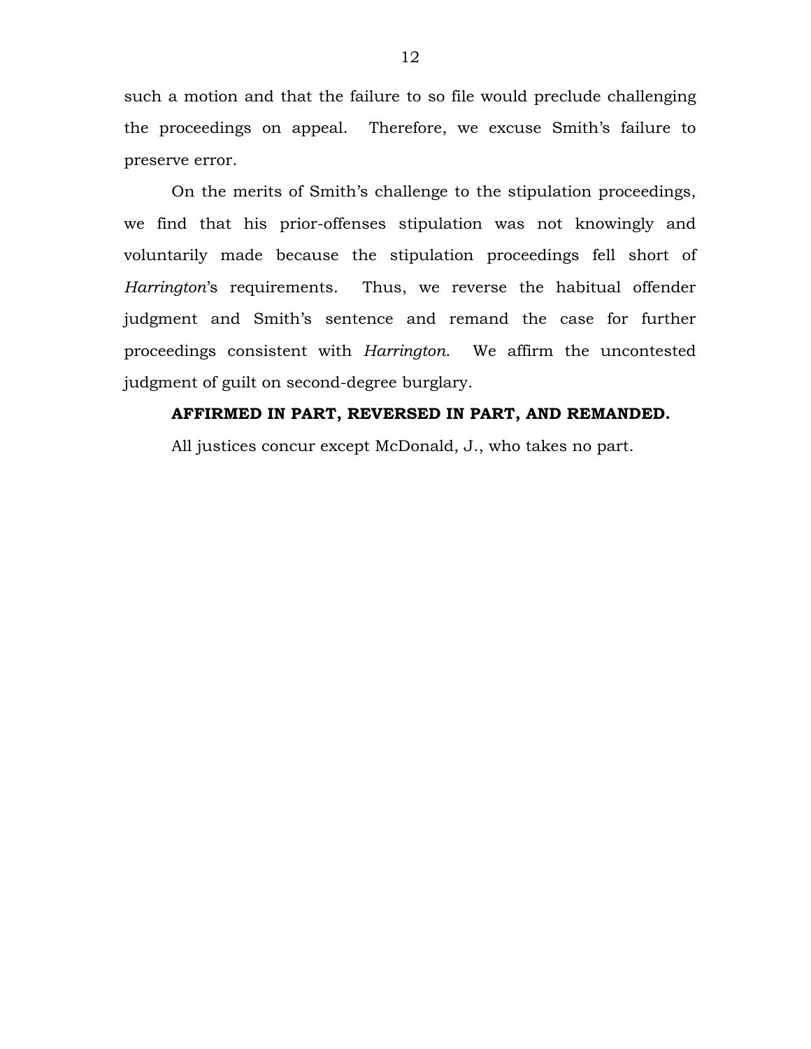such a motion and that the failure to so file would preclude challenging the proceedings on appeal. Therefore, we excuse Smith's failure to preserve error.

On the merits of Smith's challenge to the stipulation proceedings, we find that his prior-offenses stipulation was not knowingly and voluntarily made because the stipulation proceedings fell short of *Harrington*'s requirements. Thus, we reverse the habitual offender judgment and Smith's sentence and remand the case for further proceedings consistent with *Harrington*. We affirm the uncontested judgment of guilt on second-degree burglary.

**AFFIRMED IN PART, REVERSED IN PART, AND REMANDED.**

All justices concur except McDonald, J., who takes no part.